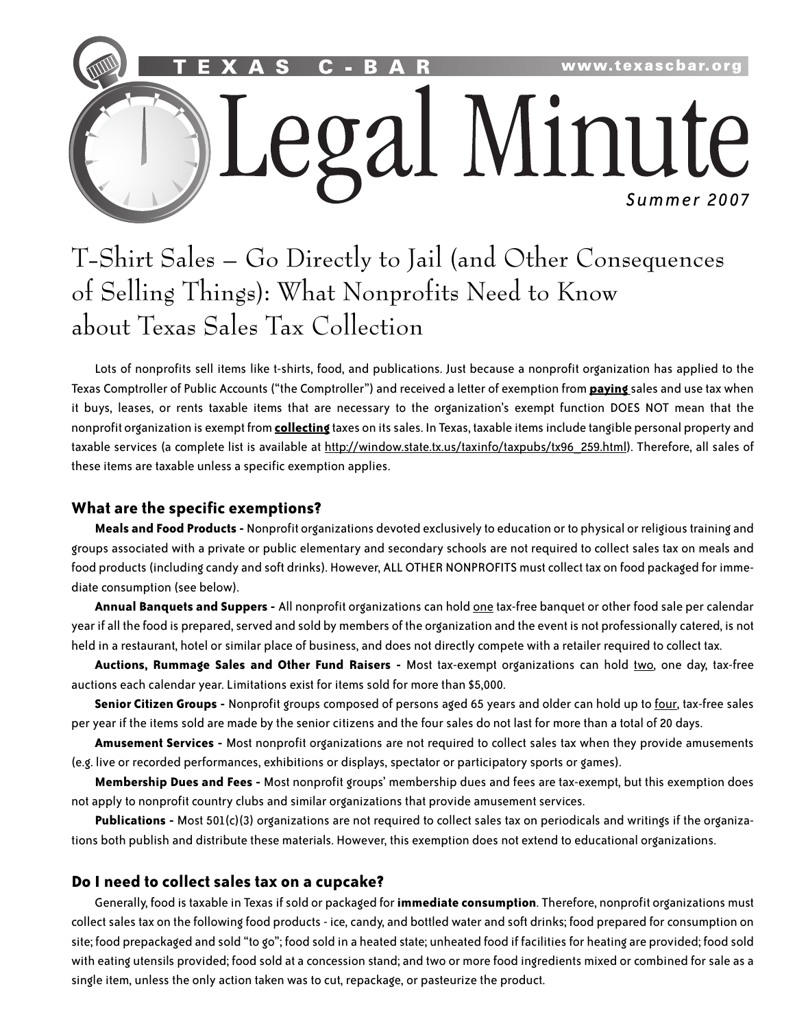TEXAS C-BAR www.texascbar.org

# Legal Minute

*Summer 2007*

## T-Shirt Sales – Go Directly to Jail (and Other Consequences of Selling Things): What Nonprofits Need to Know about Texas Sales Tax Collection

Lots of nonprofits sell items like t-shirts, food, and publications. Just because a nonprofit organization has applied to the Texas Comptroller of Public Accounts ("the Comptroller") and received a letter of exemption from **paying** sales and use tax when it buys, leases, or rents taxable items that are necessary to the organization's exempt function DOES NOT mean that the nonprofit organization is exempt from **collecting** taxes on its sales. In Texas, taxable items include tangible personal property and taxable services (a complete list is available at http://window.state.tx.us/taxinfo/taxpubs/tx96_259.html). Therefore, all sales of these items are taxable unless a specific exemption applies.

### What are the specific exemptions?

**Meals and Food Products -** Nonprofit organizations devoted exclusively to education or to physical or religious training and groups associated with a private or public elementary and secondary schools are not required to collect sales tax on meals and food products (including candy and soft drinks). However, ALL OTHER NONPROFITS must collect tax on food packaged for immediate consumption (see below).

**Annual Banquets and Suppers -** All nonprofit organizations can hold one tax-free banquet or other food sale per calendar year if all the food is prepared, served and sold by members of the organization and the event is not professionally catered, is not held in a restaurant, hotel or similar place of business, and does not directly compete with a retailer required to collect tax.

**Auctions, Rummage Sales and Other Fund Raisers -** Most tax-exempt organizations can hold two, one day, tax-free auctions each calendar year. Limitations exist for items sold for more than $5,000.

**Senior Citizen Groups -** Nonprofit groups composed of persons aged 65 years and older can hold up to four, tax-free sales per year if the items sold are made by the senior citizens and the four sales do not last for more than a total of 20 days.

**Amusement Services -** Most nonprofit organizations are not required to collect sales tax when they provide amusements (e.g. live or recorded performances, exhibitions or displays, spectator or participatory sports or games).

**Membership Dues and Fees -** Most nonprofit groups' membership dues and fees are tax-exempt, but this exemption does not apply to nonprofit country clubs and similar organizations that provide amusement services.

**Publications -** Most 501(c)(3) organizations are not required to collect sales tax on periodicals and writings if the organizations both publish and distribute these materials. However, this exemption does not extend to educational organizations.

### Do I need to collect sales tax on a cupcake?

Generally, food is taxable in Texas if sold or packaged for **immediate consumption**. Therefore, nonprofit organizations must collect sales tax on the following food products - ice, candy, and bottled water and soft drinks; food prepared for consumption on site; food prepackaged and sold "to go"; food sold in a heated state; unheated food if facilities for heating are provided; food sold with eating utensils provided; food sold at a concession stand; and two or more food ingredients mixed or combined for sale as a single item, unless the only action taken was to cut, repackage, or pasteurize the product.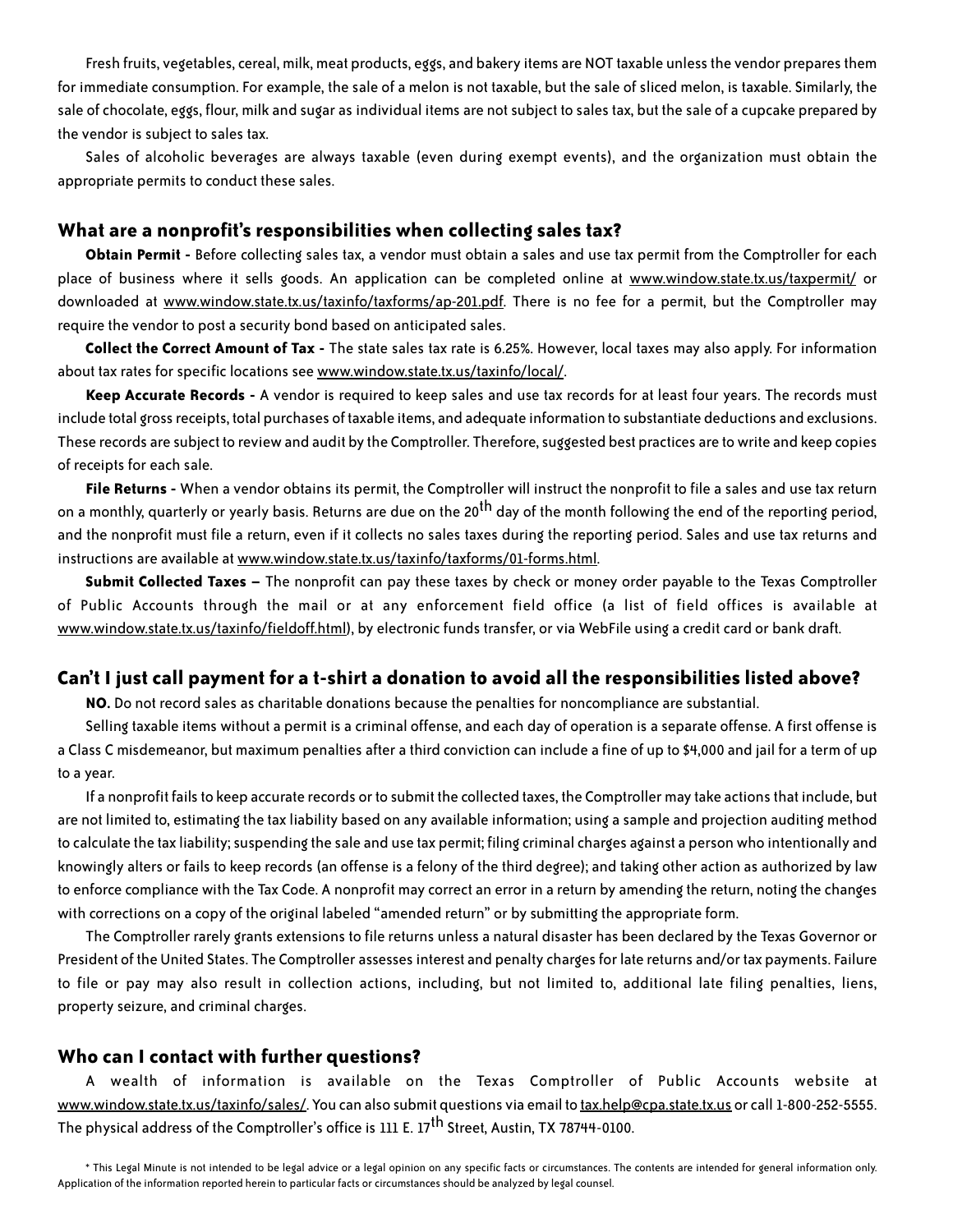Fresh fruits, vegetables, cereal, milk, meat products, eggs, and bakery items are NOT taxable unless the vendor prepares them for immediate consumption. For example, the sale of a melon is not taxable, but the sale of sliced melon, is taxable. Similarly, the sale of chocolate, eggs, flour, milk and sugar as individual items are not subject to sales tax, but the sale of a cupcake prepared by the vendor is subject to sales tax.

Sales of alcoholic beverages are always taxable (even during exempt events), and the organization must obtain the appropriate permits to conduct these sales.

## What are a nonprofit's responsibilities when collecting sales tax?

**Obtain Permit -** Before collecting sales tax, a vendor must obtain a sales and use tax permit from the Comptroller for each place of business where it sells goods. An application can be completed online at www.window.state.tx.us/taxpermit/ or downloaded at www.window.state.tx.us/taxinfo/taxforms/ap-201.pdf. There is no fee for a permit, but the Comptroller may require the vendor to post a security bond based on anticipated sales.

**Collect the Correct Amount of Tax -** The state sales tax rate is 6.25%. However, local taxes may also apply. For information about tax rates for specific locations see www.window.state.tx.us/taxinfo/local/.

**Keep Accurate Records -** A vendor is required to keep sales and use tax records for at least four years. The records must include total gross receipts, total purchases of taxable items, and adequate information to substantiate deductions and exclusions. These records are subject to review and audit by the Comptroller. Therefore, suggested best practices are to write and keep copies of receipts for each sale.

**File Returns -** When a vendor obtains its permit, the Comptroller will instruct the nonprofit to file a sales and use tax return on a monthly, quarterly or yearly basis. Returns are due on the 20th day of the month following the end of the reporting period, and the nonprofit must file a return, even if it collects no sales taxes during the reporting period. Sales and use tax returns and instructions are available at www.window.state.tx.us/taxinfo/taxforms/01-forms.html.

**Submit Collected Taxes –** The nonprofit can pay these taxes by check or money order payable to the Texas Comptroller of Public Accounts through the mail or at any enforcement field office (a list of field offices is available at www.window.state.tx.us/taxinfo/fieldoff.html), by electronic funds transfer, or via WebFile using a credit card or bank draft.

## Can't I just call payment for a t-shirt a donation to avoid all the responsibilities listed above?

**NO.** Do not record sales as charitable donations because the penalties for noncompliance are substantial.

Selling taxable items without a permit is a criminal offense, and each day of operation is a separate offense. A first offense is a Class C misdemeanor, but maximum penalties after a third conviction can include a fine of up to $4,000 and jail for a term of up to a year.

If a nonprofit fails to keep accurate records or to submit the collected taxes, the Comptroller may take actions that include, but are not limited to, estimating the tax liability based on any available information; using a sample and projection auditing method to calculate the tax liability; suspending the sale and use tax permit; filing criminal charges against a person who intentionally and knowingly alters or fails to keep records (an offense is a felony of the third degree); and taking other action as authorized by law to enforce compliance with the Tax Code. A nonprofit may correct an error in a return by amending the return, noting the changes with corrections on a copy of the original labeled "amended return" or by submitting the appropriate form.

The Comptroller rarely grants extensions to file returns unless a natural disaster has been declared by the Texas Governor or President of the United States. The Comptroller assesses interest and penalty charges for late returns and/or tax payments. Failure to file or pay may also result in collection actions, including, but not limited to, additional late filing penalties, liens, property seizure, and criminal charges.

## Who can I contact with further questions?

A wealth of information is available on the Texas Comptroller of Public Accounts website at www.window.state.tx.us/taxinfo/sales/. You can also submit questions via email to tax.help@cpa.state.tx.us or call 1-800-252-5555. The physical address of the Comptroller's office is 111 E. 17th Street, Austin, TX 78744-0100.

* This Legal Minute is not intended to be legal advice or a legal opinion on any specific facts or circumstances. The contents are intended for general information only. Application of the information reported herein to particular facts or circumstances should be analyzed by legal counsel.